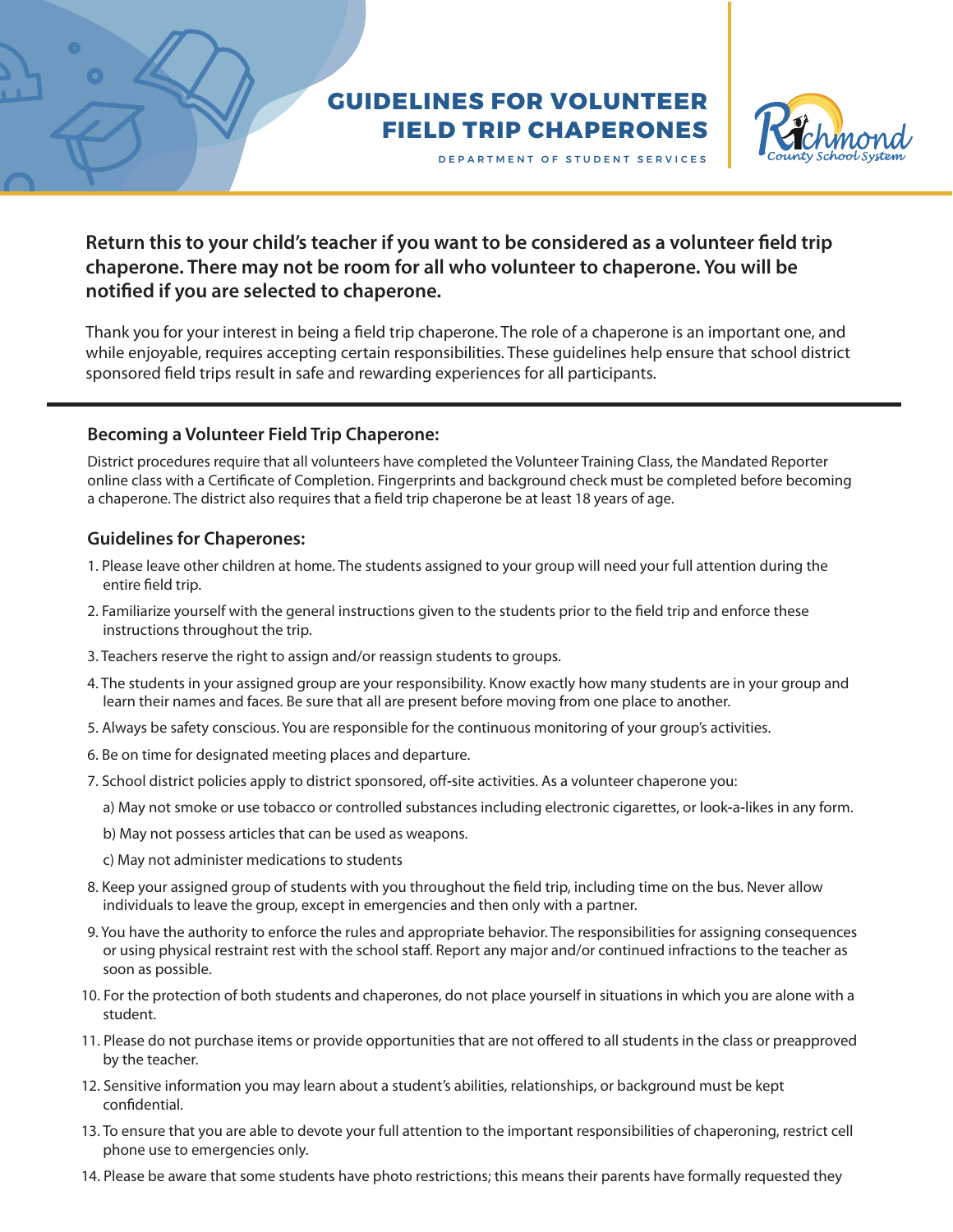# GUIDELINES FOR VOLUNTEER FIELD TRIP CHAPERONES

DEPARTMENT OF STUDENT SERVICES

Richmond County School System

**Return this to your child's teacher if you want to be considered as a volunteer field trip chaperone. There may not be room for all who volunteer to chaperone. You will be notified if you are selected to chaperone.**

Thank you for your interest in being a field trip chaperone. The role of a chaperone is an important one, and while enjoyable, requires accepting certain responsibilities. These guidelines help ensure that school district sponsored field trips result in safe and rewarding experiences for all participants.

---

### Becoming a Volunteer Field Trip Chaperone:

District procedures require that all volunteers have completed the Volunteer Training Class, the Mandated Reporter online class with a Certificate of Completion. Fingerprints and background check must be completed before becoming a chaperone. The district also requires that a field trip chaperone be at least 18 years of age.

### Guidelines for Chaperones:

1. Please leave other children at home. The students assigned to your group will need your full attention during the entire field trip.
2. Familiarize yourself with the general instructions given to the students prior to the field trip and enforce these instructions throughout the trip.
3. Teachers reserve the right to assign and/or reassign students to groups.
4. The students in your assigned group are your responsibility. Know exactly how many students are in your group and learn their names and faces. Be sure that all are present before moving from one place to another.
5. Always be safety conscious. You are responsible for the continuous monitoring of your group's activities.
6. Be on time for designated meeting places and departure.
7. School district policies apply to district sponsored, off-site activities. As a volunteer chaperone you:
   a) May not smoke or use tobacco or controlled substances including electronic cigarettes, or look-a-likes in any form.
   b) May not possess articles that can be used as weapons.
   c) May not administer medications to students
8. Keep your assigned group of students with you throughout the field trip, including time on the bus. Never allow individuals to leave the group, except in emergencies and then only with a partner.
9. You have the authority to enforce the rules and appropriate behavior. The responsibilities for assigning consequences or using physical restraint rest with the school staff. Report any major and/or continued infractions to the teacher as soon as possible.
10. For the protection of both students and chaperones, do not place yourself in situations in which you are alone with a student.
11. Please do not purchase items or provide opportunities that are not offered to all students in the class or preapproved by the teacher.
12. Sensitive information you may learn about a student's abilities, relationships, or background must be kept confidential.
13. To ensure that you are able to devote your full attention to the important responsibilities of chaperoning, restrict cell phone use to emergencies only.
14. Please be aware that some students have photo restrictions; this means their parents have formally requested they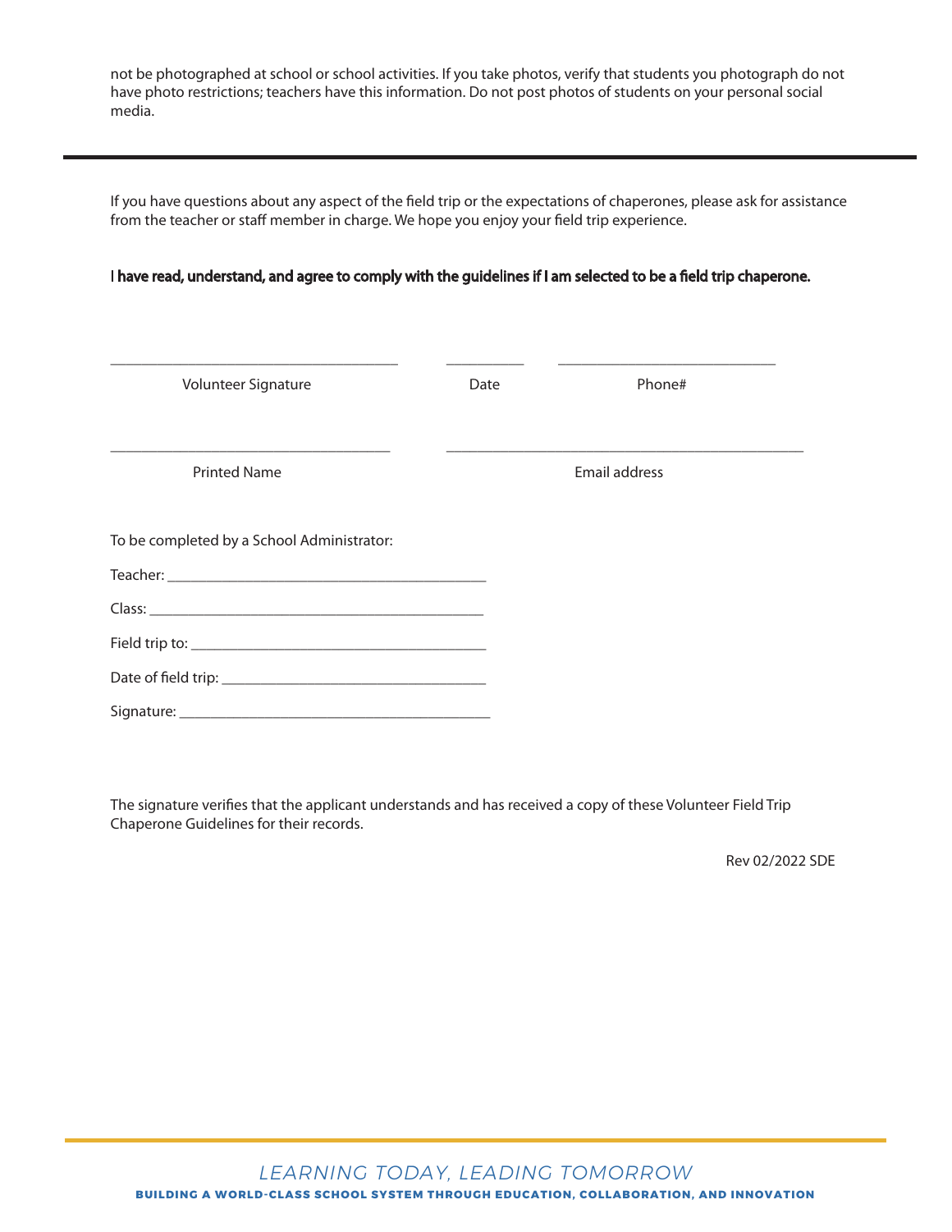not be photographed at school or school activities. If you take photos, verify that students you photograph do not have photo restrictions; teachers have this information. Do not post photos of students on your personal social media.

---

If you have questions about any aspect of the field trip or the expectations of chaperones, please ask for assistance from the teacher or staff member in charge. We hope you enjoy your field trip experience.

**I have read, understand, and agree to comply with the guidelines if I am selected to be a field trip chaperone.**

_____________________________________ __________ ____________________________

Volunteer Signature Date Phone#

____________________________________ ______________________________________________

Printed Name Email address

To be completed by a School Administrator:

Teacher: _________________________________________

Class: ____________________________________________

Field trip to: ______________________________________

Date of field trip: __________________________________

Signature: ________________________________________

The signature verifies that the applicant understands and has received a copy of these Volunteer Field Trip Chaperone Guidelines for their records.

Rev 02/2022 SDE

*LEARNING TODAY, LEADING TOMORROW*

**BUILDING A WORLD-CLASS SCHOOL SYSTEM THROUGH EDUCATION, COLLABORATION, AND INNOVATION**